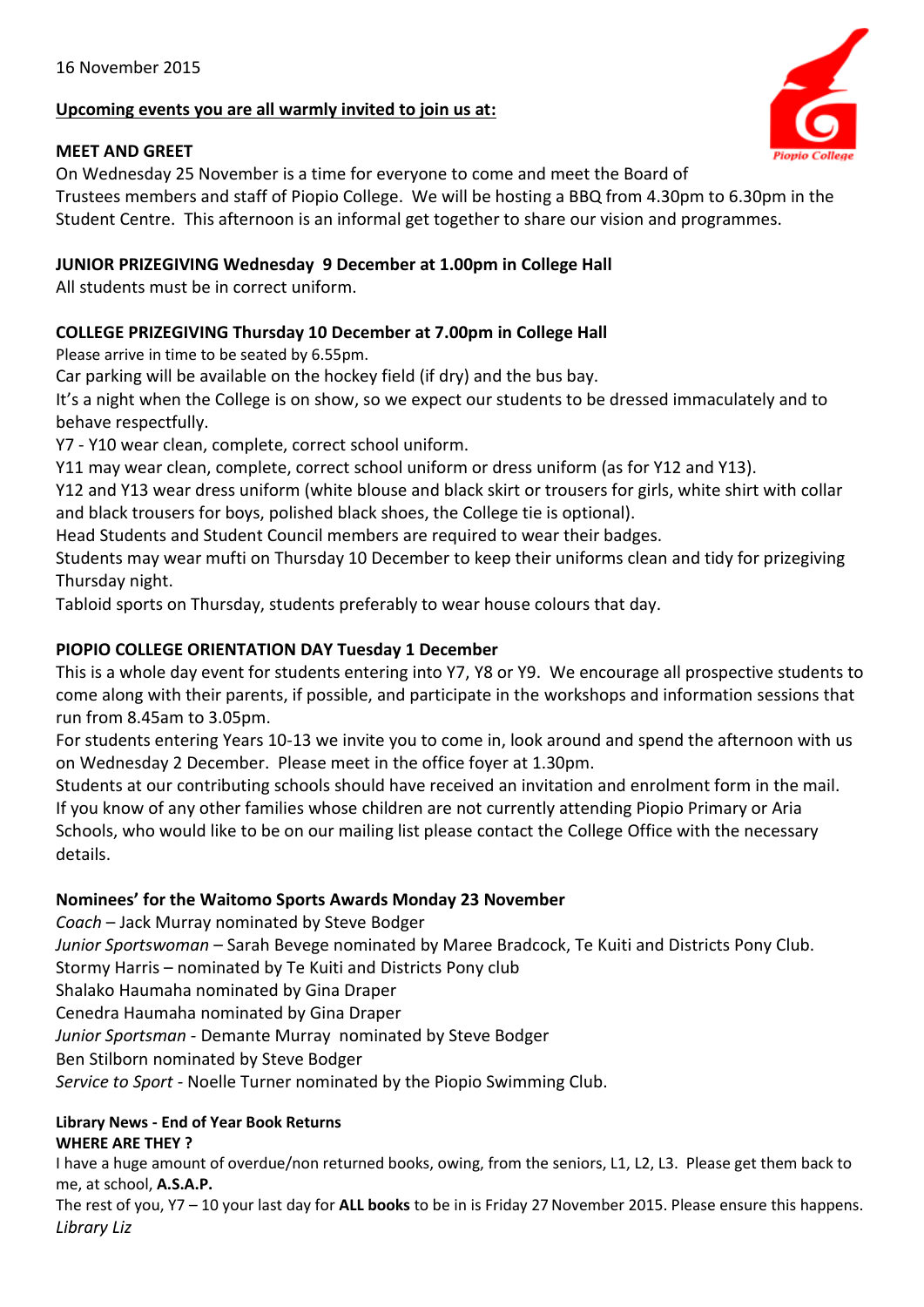16 November 2015

**Upcoming events you are all warmly invited to join us at:**

**MEET AND GREET**

On Wednesday 25 November is a time for everyone to come and meet the Board of Trustees members and staff of Piopio College. We will be hosting a BBQ from 4.30pm to 6.30pm in the Student Centre. This afternoon is an informal get together to share our vision and programmes.

**JUNIOR PRIZEGIVING Wednesday 9 December at 1.00pm in College Hall**

All students must be in correct uniform.

**COLLEGE PRIZEGIVING Thursday 10 December at 7.00pm in College Hall**

Please arrive in time to be seated by 6.55pm.

Car parking will be available on the hockey field (if dry) and the bus bay.

It's a night when the College is on show, so we expect our students to be dressed immaculately and to behave respectfully.

Y7 - Y10 wear clean, complete, correct school uniform.

Y11 may wear clean, complete, correct school uniform or dress uniform (as for Y12 and Y13).

Y12 and Y13 wear dress uniform (white blouse and black skirt or trousers for girls, white shirt with collar and black trousers for boys, polished black shoes, the College tie is optional).

Head Students and Student Council members are required to wear their badges.

Students may wear mufti on Thursday 10 December to keep their uniforms clean and tidy for prizegiving Thursday night.

Tabloid sports on Thursday, students preferably to wear house colours that day.

**PIOPIO COLLEGE ORIENTATION DAY Tuesday 1 December**

This is a whole day event for students entering into Y7, Y8 or Y9. We encourage all prospective students to come along with their parents, if possible, and participate in the workshops and information sessions that run from 8.45am to 3.05pm.

For students entering Years 10-13 we invite you to come in, look around and spend the afternoon with us on Wednesday 2 December. Please meet in the office foyer at 1.30pm.

Students at our contributing schools should have received an invitation and enrolment form in the mail. If you know of any other families whose children are not currently attending Piopio Primary or Aria Schools, who would like to be on our mailing list please contact the College Office with the necessary details.

**Nominees' for the Waitomo Sports Awards Monday 23 November**

*Coach* – Jack Murray nominated by Steve Bodger

*Junior Sportswoman* – Sarah Bevege nominated by Maree Bradcock, Te Kuiti and Districts Pony Club.

Stormy Harris – nominated by Te Kuiti and Districts Pony club

Shalako Haumaha nominated by Gina Draper

Cenedra Haumaha nominated by Gina Draper

*Junior Sportsman* - Demante Murray nominated by Steve Bodger

Ben Stilborn nominated by Steve Bodger

*Service to Sport* - Noelle Turner nominated by the Piopio Swimming Club.

**Library News - End of Year Book Returns**

**WHERE ARE THEY ?**

I have a huge amount of overdue/non returned books, owing, from the seniors, L1, L2, L3. Please get them back to me, at school, **A.S.A.P.**

The rest of you, Y7 – 10 your last day for **ALL books** to be in is Friday 27 November 2015. Please ensure this happens.

*Library Liz*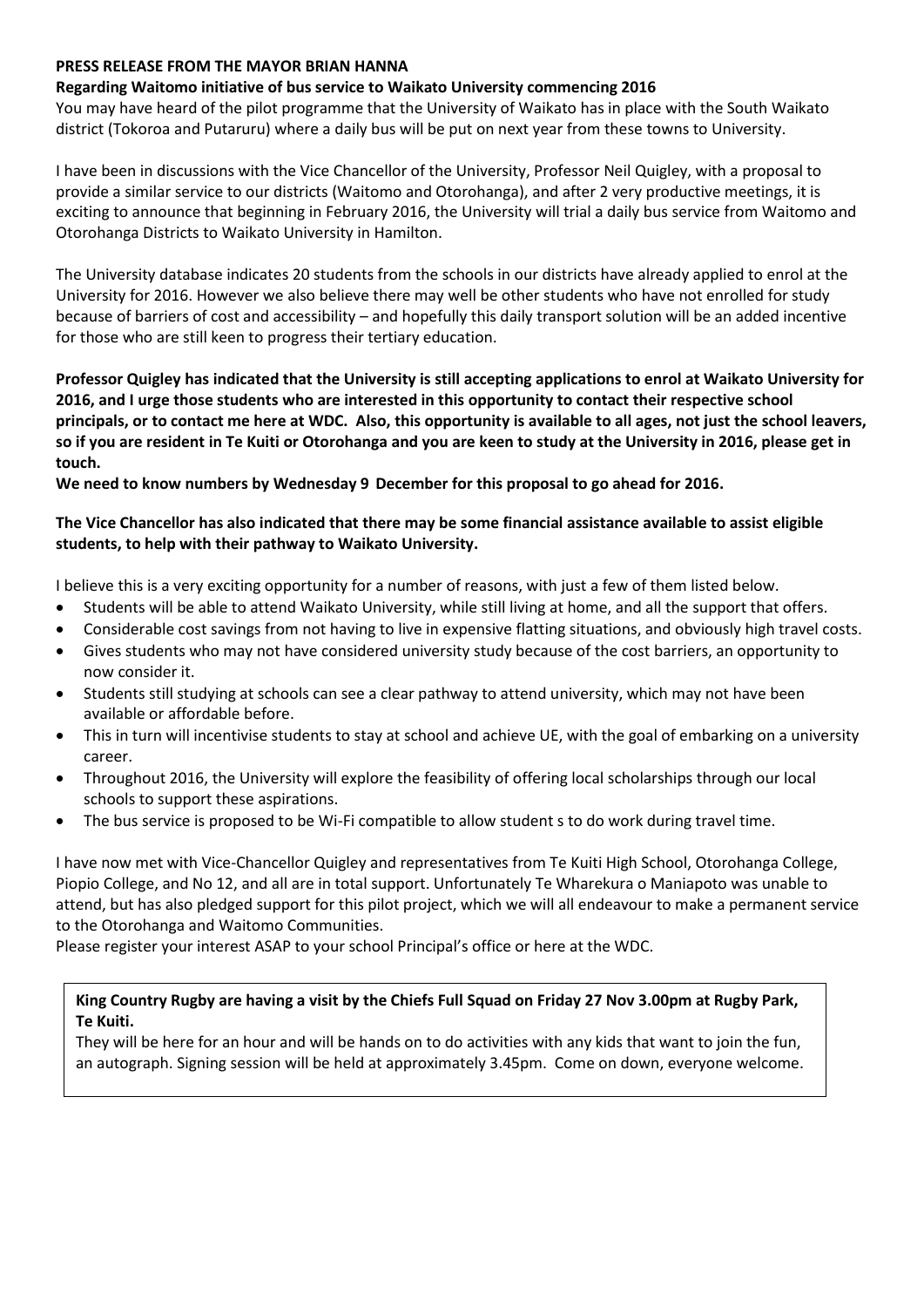**PRESS RELEASE FROM THE MAYOR BRIAN HANNA**

**Regarding Waitomo initiative of bus service to Waikato University commencing 2016**

You may have heard of the pilot programme that the University of Waikato has in place with the South Waikato district (Tokoroa and Putaruru) where a daily bus will be put on next year from these towns to University.

I have been in discussions with the Vice Chancellor of the University, Professor Neil Quigley, with a proposal to provide a similar service to our districts (Waitomo and Otorohanga), and after 2 very productive meetings, it is exciting to announce that beginning in February 2016, the University will trial a daily bus service from Waitomo and Otorohanga Districts to Waikato University in Hamilton.

The University database indicates 20 students from the schools in our districts have already applied to enrol at the University for 2016. However we also believe there may well be other students who have not enrolled for study because of barriers of cost and accessibility – and hopefully this daily transport solution will be an added incentive for those who are still keen to progress their tertiary education.

**Professor Quigley has indicated that the University is still accepting applications to enrol at Waikato University for 2016, and I urge those students who are interested in this opportunity to contact their respective school principals, or to contact me here at WDC. Also, this opportunity is available to all ages, not just the school leavers, so if you are resident in Te Kuiti or Otorohanga and you are keen to study at the University in 2016, please get in touch.**

**We need to know numbers by Wednesday 9 December for this proposal to go ahead for 2016.**

**The Vice Chancellor has also indicated that there may be some financial assistance available to assist eligible students, to help with their pathway to Waikato University.**

I believe this is a very exciting opportunity for a number of reasons, with just a few of them listed below.

- Students will be able to attend Waikato University, while still living at home, and all the support that offers.
- Considerable cost savings from not having to live in expensive flatting situations, and obviously high travel costs.
- Gives students who may not have considered university study because of the cost barriers, an opportunity to now consider it.
- Students still studying at schools can see a clear pathway to attend university, which may not have been available or affordable before.
- This in turn will incentivise students to stay at school and achieve UE, with the goal of embarking on a university career.
- Throughout 2016, the University will explore the feasibility of offering local scholarships through our local schools to support these aspirations.
- The bus service is proposed to be Wi-Fi compatible to allow student s to do work during travel time.

I have now met with Vice-Chancellor Quigley and representatives from Te Kuiti High School, Otorohanga College, Piopio College, and No 12, and all are in total support. Unfortunately Te Wharekura o Maniapoto was unable to attend, but has also pledged support for this pilot project, which we will all endeavour to make a permanent service to the Otorohanga and Waitomo Communities.

Please register your interest ASAP to your school Principal's office or here at the WDC.

**King Country Rugby are having a visit by the Chiefs Full Squad on Friday 27 Nov 3.00pm at Rugby Park, Te Kuiti.**

They will be here for an hour and will be hands on to do activities with any kids that want to join the fun, an autograph. Signing session will be held at approximately 3.45pm. Come on down, everyone welcome.